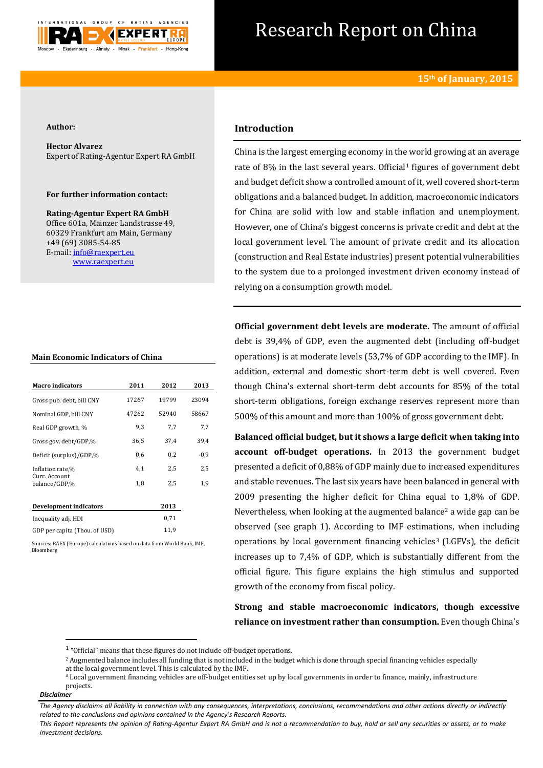# Research Report on China

**15th of January, 2015**

**Author:**

**Hector Alvarez**
Expert of Rating-Agentur Expert RA GmbH

**For further information contact:**

**Rating-Agentur Expert RA GmbH**
Office 601a, Mainzer Landstrasse 49,
60329 Frankfurt am Main, Germany
+49 (69) 3085-54-85
E-mail: info@raexpert.eu
www.raexpert.eu

## Introduction

China is the largest emerging economy in the world growing at an average rate of 8% in the last several years. Official[1] figures of government debt and budget deficit show a controlled amount of it, well covered short-term obligations and a balanced budget. In addition, macroeconomic indicators for China are solid with low and stable inflation and unemployment. However, one of China's biggest concerns is private credit and debt at the local government level. The amount of private credit and its allocation (construction and Real Estate industries) present potential vulnerabilities to the system due to a prolonged investment driven economy instead of relying on a consumption growth model.

**Main Economic Indicators of China**

| Macro indicators | 2011 | 2012 | 2013 |
|---|---|---|---|
| Gross pub. debt, bill CNY | 17267 | 19799 | 23094 |
| Nominal GDP, bill CNY | 47262 | 52940 | 58667 |
| Real GDP growth, % | 9,3 | 7,7 | 7,7 |
| Gross gov. debt/GDP,% | 36,5 | 37,4 | 39,4 |
| Deficit (surplus)/GDP,% | 0,6 | 0,2 | -0,9 |
| Inflation rate,% | 4,1 | 2,5 | 2,5 |
| Curr. Account balance/GDP,% | 1,8 | 2,5 | 1,9 |

| Development indicators | 2013 |
|---|---|
| Inequality adj. HDI | 0,71 |
| GDP per capita (Thou. of USD) | 11,9 |

Sources: RAEX (Europe) calculations based on data from World Bank, IMF, Bloomberg

**Official government debt levels are moderate.** The amount of official debt is 39,4% of GDP, even the augmented debt (including off-budget operations) is at moderate levels (53,7% of GDP according to the IMF). In addition, external and domestic short-term debt is well covered. Even though China's external short-term debt accounts for 85% of the total short-term obligations, foreign exchange reserves represent more than 500% of this amount and more than 100% of gross government debt.

**Balanced official budget, but it shows a large deficit when taking into account off-budget operations.** In 2013 the government budget presented a deficit of 0,88% of GDP mainly due to increased expenditures and stable revenues. The last six years have been balanced in general with 2009 presenting the higher deficit for China equal to 1,8% of GDP. Nevertheless, when looking at the augmented balance[2] a wide gap can be observed (see graph 1). According to IMF estimations, when including operations by local government financing vehicles[3] (LGFVs), the deficit increases up to 7,4% of GDP, which is substantially different from the official figure. This figure explains the high stimulus and supported growth of the economy from fiscal policy.

**Strong and stable macroeconomic indicators, though excessive reliance on investment rather than consumption.** Even though China's

[1] "Official" means that these figures do not include off-budget operations.

[2] Augmented balance includes all funding that is not included in the budget which is done through special financing vehicles especially at the local government level. This is calculated by the IMF.

[3] Local government financing vehicles are off-budget entities set up by local governments in order to finance, mainly, infrastructure projects.

***Disclaimer***

*The Agency disclaims all liability in connection with any consequences, interpretations, conclusions, recommendations and other actions directly or indirectly related to the conclusions and opinions contained in the Agency's Research Reports.*

*This Report represents the opinion of Rating-Agentur Expert RA GmbH and is not a recommendation to buy, hold or sell any securities or assets, or to make investment decisions.*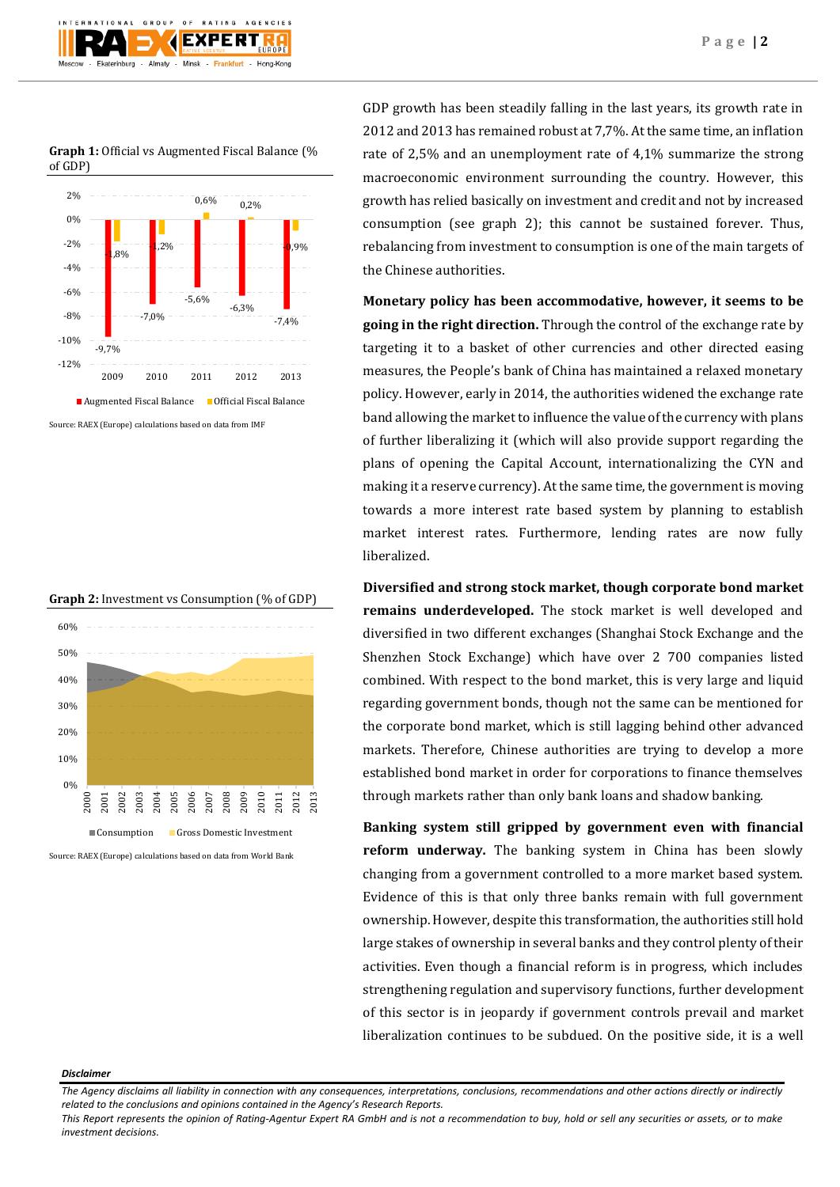**Graph 1:** Official vs Augmented Fiscal Balance (% of GDP)

| | 2009 | 2010 | 2011 | 2012 | 2013 |
|---|---|---|---|---|---|
| Augmented Fiscal Balance | -9,7% | -7,0% | -5,6% | -6,3% | -7,4% |
| Official Fiscal Balance | -1,8% | -1,2% | 0,6% | 0,2% | -0,9% |

Source: RAEX (Europe) calculations based on data from IMF

**Graph 2:** Investment vs Consumption (% of GDP)

Source: RAEX (Europe) calculations based on data from World Bank

GDP growth has been steadily falling in the last years, its growth rate in 2012 and 2013 has remained robust at 7,7%. At the same time, an inflation rate of 2,5% and an unemployment rate of 4,1% summarize the strong macroeconomic environment surrounding the country. However, this growth has relied basically on investment and credit and not by increased consumption (see graph 2); this cannot be sustained forever. Thus, rebalancing from investment to consumption is one of the main targets of the Chinese authorities.

**Monetary policy has been accommodative, however, it seems to be going in the right direction.** Through the control of the exchange rate by targeting it to a basket of other currencies and other directed easing measures, the People's bank of China has maintained a relaxed monetary policy. However, early in 2014, the authorities widened the exchange rate band allowing the market to influence the value of the currency with plans of further liberalizing it (which will also provide support regarding the plans of opening the Capital Account, internationalizing the CYN and making it a reserve currency). At the same time, the government is moving towards a more interest rate based system by planning to establish market interest rates. Furthermore, lending rates are now fully liberalized.

**Diversified and strong stock market, though corporate bond market remains underdeveloped.** The stock market is well developed and diversified in two different exchanges (Shanghai Stock Exchange and the Shenzhen Stock Exchange) which have over 2 700 companies listed combined. With respect to the bond market, this is very large and liquid regarding government bonds, though not the same can be mentioned for the corporate bond market, which is still lagging behind other advanced markets. Therefore, Chinese authorities are trying to develop a more established bond market in order for corporations to finance themselves through markets rather than only bank loans and shadow banking.

**Banking system still gripped by government even with financial reform underway.** The banking system in China has been slowly changing from a government controlled to a more market based system. Evidence of this is that only three banks remain with full government ownership. However, despite this transformation, the authorities still hold large stakes of ownership in several banks and they control plenty of their activities. Even though a financial reform is in progress, which includes strengthening regulation and supervisory functions, further development of this sector is in jeopardy if government controls prevail and market liberalization continues to be subdued. On the positive side, it is a well

***Disclaimer***

*The Agency disclaims all liability in connection with any consequences, interpretations, conclusions, recommendations and other actions directly or indirectly related to the conclusions and opinions contained in the Agency's Research Reports.*
*This Report represents the opinion of Rating-Agentur Expert RA GmbH and is not a recommendation to buy, hold or sell any securities or assets, or to make investment decisions.*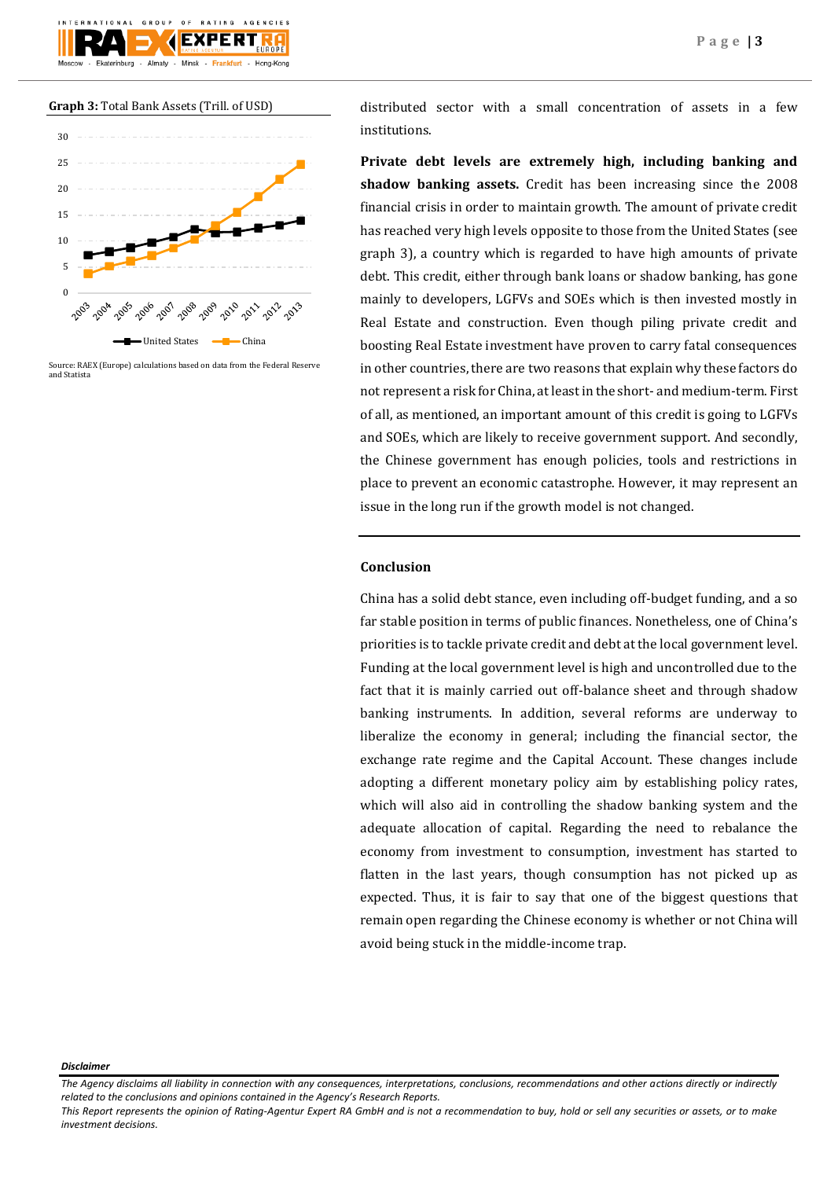**Graph 3:** Total Bank Assets (Trill. of USD)

30
25
20
15
10
5
0

2003 2004 2005 2006 2007 2008 2009 2010 2011 2012 2013

United States China

Source: RAEX (Europe) calculations based on data from the Federal Reserve and Statista

distributed sector with a small concentration of assets in a few institutions.

**Private debt levels are extremely high, including banking and shadow banking assets.** Credit has been increasing since the 2008 financial crisis in order to maintain growth. The amount of private credit has reached very high levels opposite to those from the United States (see graph 3), a country which is regarded to have high amounts of private debt. This credit, either through bank loans or shadow banking, has gone mainly to developers, LGFVs and SOEs which is then invested mostly in Real Estate and construction. Even though piling private credit and boosting Real Estate investment have proven to carry fatal consequences in other countries, there are two reasons that explain why these factors do not represent a risk for China, at least in the short- and medium-term. First of all, as mentioned, an important amount of this credit is going to LGFVs and SOEs, which are likely to receive government support. And secondly, the Chinese government has enough policies, tools and restrictions in place to prevent an economic catastrophe. However, it may represent an issue in the long run if the growth model is not changed.

### Conclusion

China has a solid debt stance, even including off-budget funding, and a so far stable position in terms of public finances. Nonetheless, one of China's priorities is to tackle private credit and debt at the local government level. Funding at the local government level is high and uncontrolled due to the fact that it is mainly carried out off-balance sheet and through shadow banking instruments. In addition, several reforms are underway to liberalize the economy in general; including the financial sector, the exchange rate regime and the Capital Account. These changes include adopting a different monetary policy aim by establishing policy rates, which will also aid in controlling the shadow banking system and the adequate allocation of capital. Regarding the need to rebalance the economy from investment to consumption, investment has started to flatten in the last years, though consumption has not picked up as expected. Thus, it is fair to say that one of the biggest questions that remain open regarding the Chinese economy is whether or not China will avoid being stuck in the middle-income trap.

***Disclaimer***

*The Agency disclaims all liability in connection with any consequences, interpretations, conclusions, recommendations and other actions directly or indirectly related to the conclusions and opinions contained in the Agency's Research Reports.*
*This Report represents the opinion of Rating-Agentur Expert RA GmbH and is not a recommendation to buy, hold or sell any securities or assets, or to make investment decisions.*